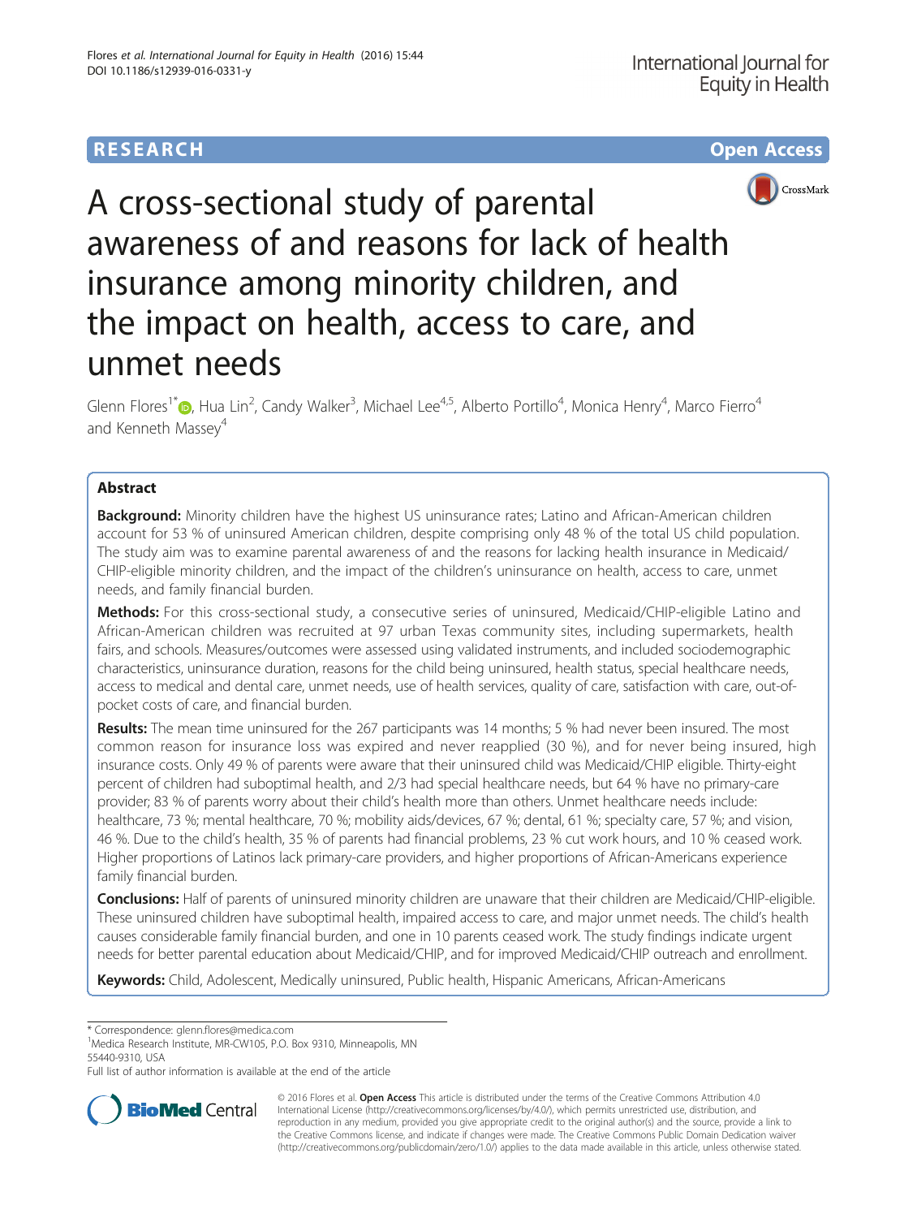**RESEARCH** **Open Access**

# A cross-sectional study of parental awareness of and reasons for lack of health insurance among minority children, and the impact on health, access to care, and unmet needs

Glenn Flores[1*], Hua Lin[2], Candy Walker[3], Michael Lee[4,5], Alberto Portillo[4], Monica Henry[4], Marco Fierro[4] and Kenneth Massey[4]

## Abstract

**Background:** Minority children have the highest US uninsurance rates; Latino and African-American children account for 53 % of uninsured American children, despite comprising only 48 % of the total US child population. The study aim was to examine parental awareness of and the reasons for lacking health insurance in Medicaid/CHIP-eligible minority children, and the impact of the children's uninsurance on health, access to care, unmet needs, and family financial burden.

**Methods:** For this cross-sectional study, a consecutive series of uninsured, Medicaid/CHIP-eligible Latino and African-American children was recruited at 97 urban Texas community sites, including supermarkets, health fairs, and schools. Measures/outcomes were assessed using validated instruments, and included sociodemographic characteristics, uninsurance duration, reasons for the child being uninsured, health status, special healthcare needs, access to medical and dental care, unmet needs, use of health services, quality of care, satisfaction with care, out-of-pocket costs of care, and financial burden.

**Results:** The mean time uninsured for the 267 participants was 14 months; 5 % had never been insured. The most common reason for insurance loss was expired and never reapplied (30 %), and for never being insured, high insurance costs. Only 49 % of parents were aware that their uninsured child was Medicaid/CHIP eligible. Thirty-eight percent of children had suboptimal health, and 2/3 had special healthcare needs, but 64 % have no primary-care provider; 83 % of parents worry about their child's health more than others. Unmet healthcare needs include: healthcare, 73 %; mental healthcare, 70 %; mobility aids/devices, 67 %; dental, 61 %; specialty care, 57 %; and vision, 46 %. Due to the child's health, 35 % of parents had financial problems, 23 % cut work hours, and 10 % ceased work. Higher proportions of Latinos lack primary-care providers, and higher proportions of African-Americans experience family financial burden.

**Conclusions:** Half of parents of uninsured minority children are unaware that their children are Medicaid/CHIP-eligible. These uninsured children have suboptimal health, impaired access to care, and major unmet needs. The child's health causes considerable family financial burden, and one in 10 parents ceased work. The study findings indicate urgent needs for better parental education about Medicaid/CHIP, and for improved Medicaid/CHIP outreach and enrollment.

**Keywords:** Child, Adolescent, Medically uninsured, Public health, Hispanic Americans, African-Americans

---

\* Correspondence: glenn.flores@medica.com
[1]Medica Research Institute, MR-CW105, P.O. Box 9310, Minneapolis, MN 55440-9310, USA
Full list of author information is available at the end of the article

© 2016 Flores et al. **Open Access** This article is distributed under the terms of the Creative Commons Attribution 4.0 International License (http://creativecommons.org/licenses/by/4.0/), which permits unrestricted use, distribution, and reproduction in any medium, provided you give appropriate credit to the original author(s) and the source, provide a link to the Creative Commons license, and indicate if changes were made. The Creative Commons Public Domain Dedication waiver (http://creativecommons.org/publicdomain/zero/1.0/) applies to the data made available in this article, unless otherwise stated.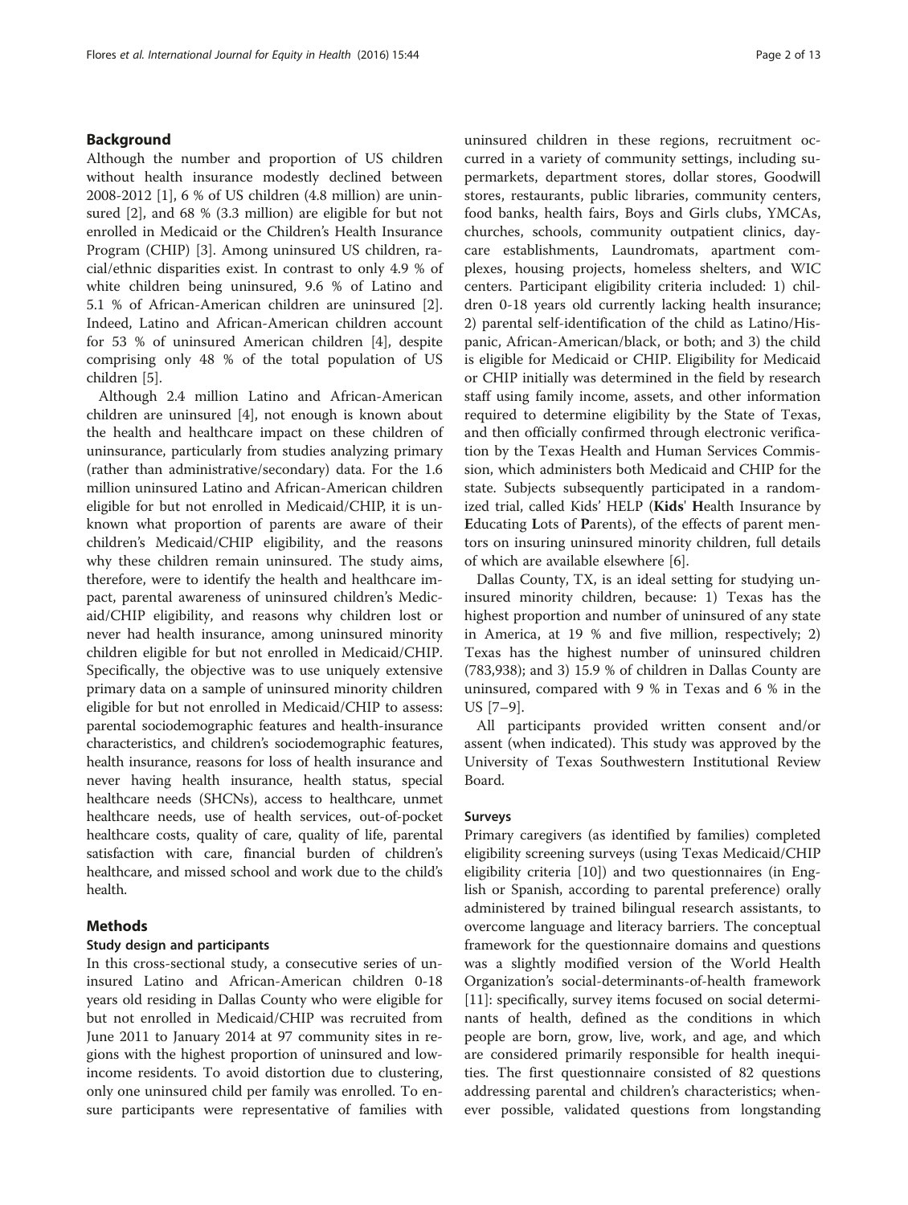## Background

Although the number and proportion of US children without health insurance modestly declined between 2008-2012 [1], 6 % of US children (4.8 million) are uninsured [2], and 68 % (3.3 million) are eligible for but not enrolled in Medicaid or the Children's Health Insurance Program (CHIP) [3]. Among uninsured US children, racial/ethnic disparities exist. In contrast to only 4.9 % of white children being uninsured, 9.6 % of Latino and 5.1 % of African-American children are uninsured [2]. Indeed, Latino and African-American children account for 53 % of uninsured American children [4], despite comprising only 48 % of the total population of US children [5].

Although 2.4 million Latino and African-American children are uninsured [4], not enough is known about the health and healthcare impact on these children of uninsurance, particularly from studies analyzing primary (rather than administrative/secondary) data. For the 1.6 million uninsured Latino and African-American children eligible for but not enrolled in Medicaid/CHIP, it is unknown what proportion of parents are aware of their children's Medicaid/CHIP eligibility, and the reasons why these children remain uninsured. The study aims, therefore, were to identify the health and healthcare impact, parental awareness of uninsured children's Medicaid/CHIP eligibility, and reasons why children lost or never had health insurance, among uninsured minority children eligible for but not enrolled in Medicaid/CHIP. Specifically, the objective was to use uniquely extensive primary data on a sample of uninsured minority children eligible for but not enrolled in Medicaid/CHIP to assess: parental sociodemographic features and health-insurance characteristics, and children's sociodemographic features, health insurance, reasons for loss of health insurance and never having health insurance, health status, special healthcare needs (SHCNs), access to healthcare, unmet healthcare needs, use of health services, out-of-pocket healthcare costs, quality of care, quality of life, parental satisfaction with care, financial burden of children's healthcare, and missed school and work due to the child's health.

## Methods

### Study design and participants

In this cross-sectional study, a consecutive series of uninsured Latino and African-American children 0-18 years old residing in Dallas County who were eligible for but not enrolled in Medicaid/CHIP was recruited from June 2011 to January 2014 at 97 community sites in regions with the highest proportion of uninsured and low-income residents. To avoid distortion due to clustering, only one uninsured child per family was enrolled. To ensure participants were representative of families with uninsured children in these regions, recruitment occurred in a variety of community settings, including supermarkets, department stores, dollar stores, Goodwill stores, restaurants, public libraries, community centers, food banks, health fairs, Boys and Girls clubs, YMCAs, churches, schools, community outpatient clinics, daycare establishments, Laundromats, apartment complexes, housing projects, homeless shelters, and WIC centers. Participant eligibility criteria included: 1) children 0-18 years old currently lacking health insurance; 2) parental self-identification of the child as Latino/Hispanic, African-American/black, or both; and 3) the child is eligible for Medicaid or CHIP. Eligibility for Medicaid or CHIP initially was determined in the field by research staff using family income, assets, and other information required to determine eligibility by the State of Texas, and then officially confirmed through electronic verification by the Texas Health and Human Services Commission, which administers both Medicaid and CHIP for the state. Subjects subsequently participated in a randomized trial, called Kids' HELP (**Kids' H**ealth Insurance by **E**ducating **L**ots of **P**arents), of the effects of parent mentors on insuring uninsured minority children, full details of which are available elsewhere [6].

Dallas County, TX, is an ideal setting for studying uninsured minority children, because: 1) Texas has the highest proportion and number of uninsured of any state in America, at 19 % and five million, respectively; 2) Texas has the highest number of uninsured children (783,938); and 3) 15.9 % of children in Dallas County are uninsured, compared with 9 % in Texas and 6 % in the US [7–9].

All participants provided written consent and/or assent (when indicated). This study was approved by the University of Texas Southwestern Institutional Review Board.

### Surveys

Primary caregivers (as identified by families) completed eligibility screening surveys (using Texas Medicaid/CHIP eligibility criteria [10]) and two questionnaires (in English or Spanish, according to parental preference) orally administered by trained bilingual research assistants, to overcome language and literacy barriers. The conceptual framework for the questionnaire domains and questions was a slightly modified version of the World Health Organization's social-determinants-of-health framework [11]: specifically, survey items focused on social determinants of health, defined as the conditions in which people are born, grow, live, work, and age, and which are considered primarily responsible for health inequities. The first questionnaire consisted of 82 questions addressing parental and children's characteristics; whenever possible, validated questions from longstanding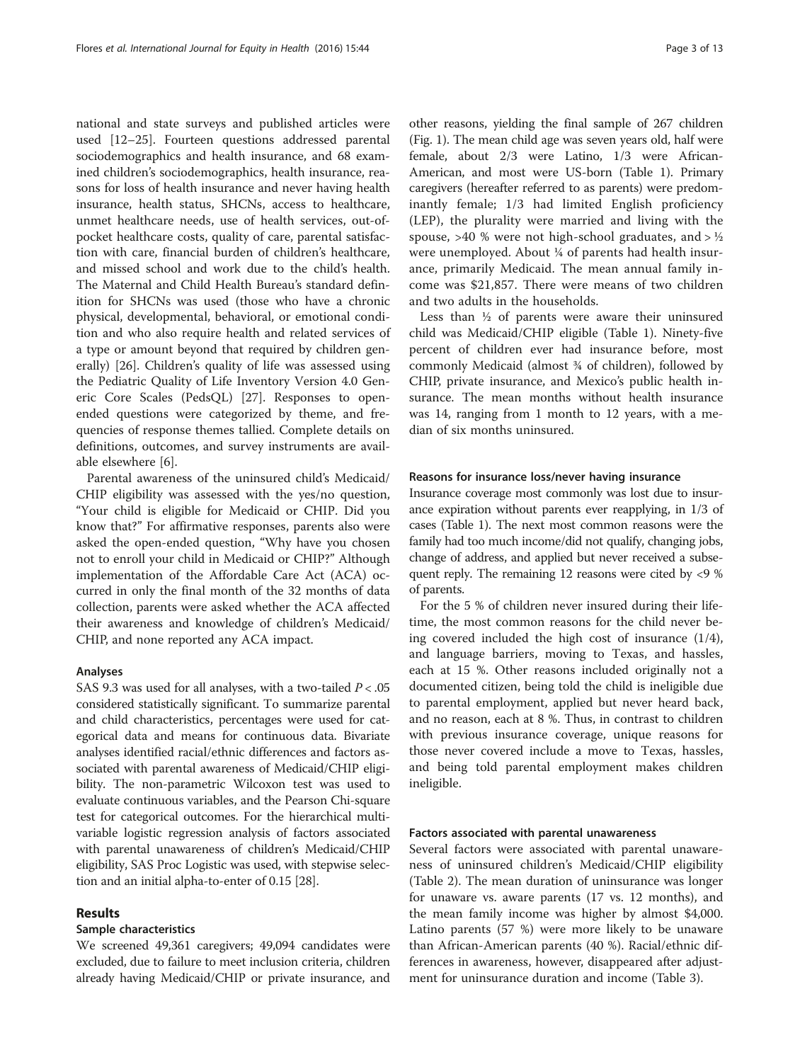national and state surveys and published articles were used [12–25]. Fourteen questions addressed parental sociodemographics and health insurance, and 68 examined children's sociodemographics, health insurance, reasons for loss of health insurance and never having health insurance, health status, SHCNs, access to healthcare, unmet healthcare needs, use of health services, out-of-pocket healthcare costs, quality of care, parental satisfaction with care, financial burden of children's healthcare, and missed school and work due to the child's health. The Maternal and Child Health Bureau's standard definition for SHCNs was used (those who have a chronic physical, developmental, behavioral, or emotional condition and who also require health and related services of a type or amount beyond that required by children generally) [26]. Children's quality of life was assessed using the Pediatric Quality of Life Inventory Version 4.0 Generic Core Scales (PedsQL) [27]. Responses to open-ended questions were categorized by theme, and frequencies of response themes tallied. Complete details on definitions, outcomes, and survey instruments are available elsewhere [6].

Parental awareness of the uninsured child's Medicaid/CHIP eligibility was assessed with the yes/no question, "Your child is eligible for Medicaid or CHIP. Did you know that?" For affirmative responses, parents also were asked the open-ended question, "Why have you chosen not to enroll your child in Medicaid or CHIP?" Although implementation of the Affordable Care Act (ACA) occurred in only the final month of the 32 months of data collection, parents were asked whether the ACA affected their awareness and knowledge of children's Medicaid/CHIP, and none reported any ACA impact.

### Analyses

SAS 9.3 was used for all analyses, with a two-tailed $P < .05$ considered statistically significant. To summarize parental and child characteristics, percentages were used for categorical data and means for continuous data. Bivariate analyses identified racial/ethnic differences and factors associated with parental awareness of Medicaid/CHIP eligibility. The non-parametric Wilcoxon test was used to evaluate continuous variables, and the Pearson Chi-square test for categorical outcomes. For the hierarchical multivariable logistic regression analysis of factors associated with parental unawareness of children's Medicaid/CHIP eligibility, SAS Proc Logistic was used, with stepwise selection and an initial alpha-to-enter of 0.15 [28].

## Results

### Sample characteristics

We screened 49,361 caregivers; 49,094 candidates were excluded, due to failure to meet inclusion criteria, children already having Medicaid/CHIP or private insurance, and other reasons, yielding the final sample of 267 children (Fig. 1). The mean child age was seven years old, half were female, about 2/3 were Latino, 1/3 were African-American, and most were US-born (Table 1). Primary caregivers (hereafter referred to as parents) were predominantly female; 1/3 had limited English proficiency (LEP), the plurality were married and living with the spouse, >40 % were not high-school graduates, and > ½ were unemployed. About ¼ of parents had health insurance, primarily Medicaid. The mean annual family income was $21,857. There were means of two children and two adults in the households.

Less than ½ of parents were aware their uninsured child was Medicaid/CHIP eligible (Table 1). Ninety-five percent of children ever had insurance before, most commonly Medicaid (almost ¾ of children), followed by CHIP, private insurance, and Mexico's public health insurance. The mean months without health insurance was 14, ranging from 1 month to 12 years, with a median of six months uninsured.

### Reasons for insurance loss/never having insurance

Insurance coverage most commonly was lost due to insurance expiration without parents ever reapplying, in 1/3 of cases (Table 1). The next most common reasons were the family had too much income/did not qualify, changing jobs, change of address, and applied but never received a subsequent reply. The remaining 12 reasons were cited by <9 % of parents.

For the 5 % of children never insured during their lifetime, the most common reasons for the child never being covered included the high cost of insurance (1/4), and language barriers, moving to Texas, and hassles, each at 15 %. Other reasons included originally not a documented citizen, being told the child is ineligible due to parental employment, applied but never heard back, and no reason, each at 8 %. Thus, in contrast to children with previous insurance coverage, unique reasons for those never covered include a move to Texas, hassles, and being told parental employment makes children ineligible.

### Factors associated with parental unawareness

Several factors were associated with parental unawareness of uninsured children's Medicaid/CHIP eligibility (Table 2). The mean duration of uninsurance was longer for unaware vs. aware parents (17 vs. 12 months), and the mean family income was higher by almost $4,000. Latino parents (57 %) were more likely to be unaware than African-American parents (40 %). Racial/ethnic differences in awareness, however, disappeared after adjustment for uninsurance duration and income (Table 3).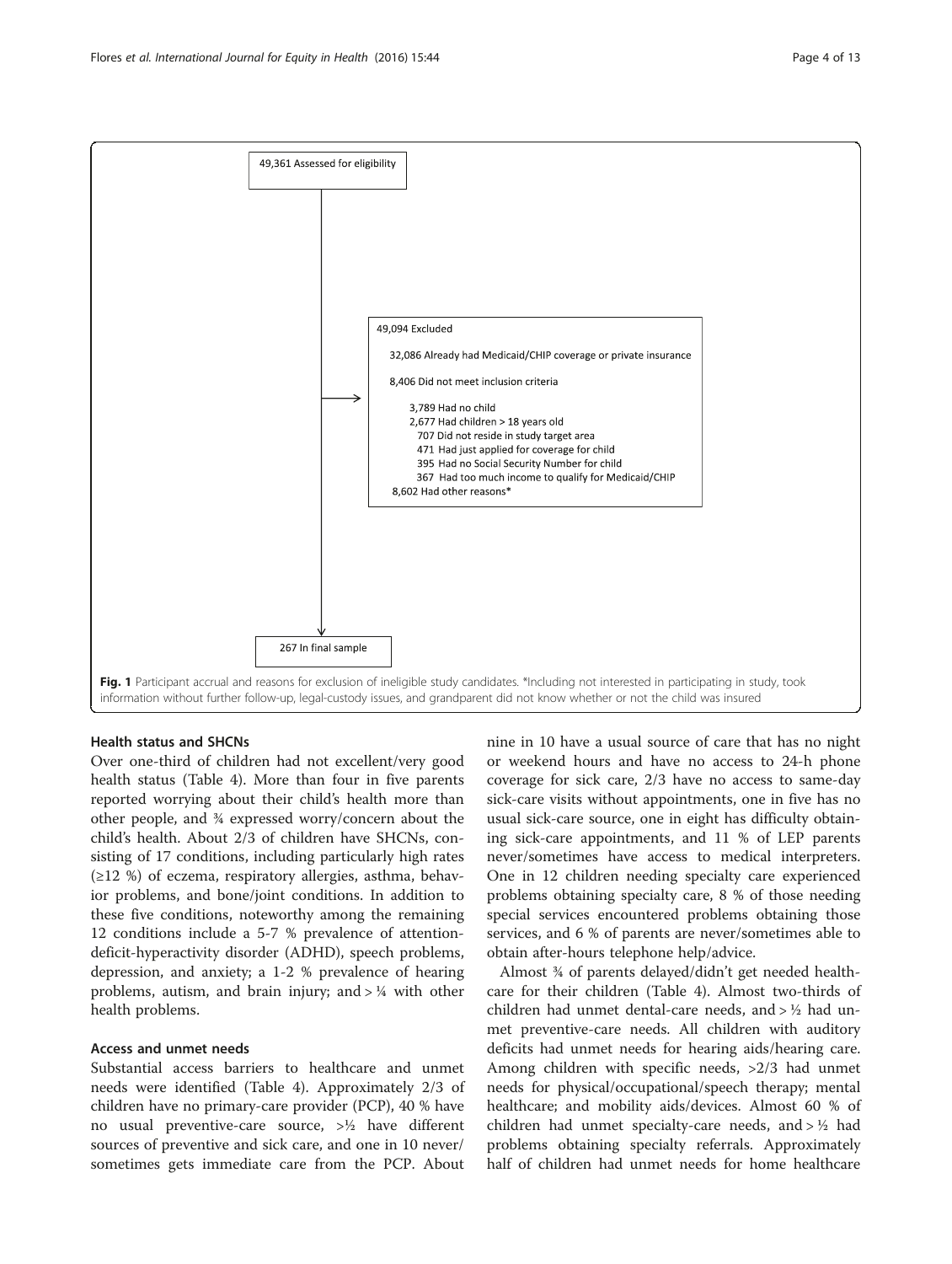49,361 Assessed for eligibility

49,094 Excluded

- 32,086 Already had Medicaid/CHIP coverage or private insurance
- 8,406 Did not meet inclusion criteria
  - 3,789 Had no child
  - 2,677 Had children > 18 years old
  - 707 Did not reside in study target area
  - 471 Had just applied for coverage for child
  - 395 Had no Social Security Number for child
  - 367 Had too much income to qualify for Medicaid/CHIP
- 8,602 Had other reasons*

267 In final sample

**Fig. 1** Participant accrual and reasons for exclusion of ineligible study candidates. *Including not interested in participating in study, took information without further follow-up, legal-custody issues, and grandparent did not know whether or not the child was insured

### Health status and SHCNs

Over one-third of children had not excellent/very good health status (Table 4). More than four in five parents reported worrying about their child's health more than other people, and ¾ expressed worry/concern about the child's health. About 2/3 of children have SHCNs, consisting of 17 conditions, including particularly high rates (≥12 %) of eczema, respiratory allergies, asthma, behavior problems, and bone/joint conditions. In addition to these five conditions, noteworthy among the remaining 12 conditions include a 5-7 % prevalence of attention-deficit-hyperactivity disorder (ADHD), speech problems, depression, and anxiety; a 1-2 % prevalence of hearing problems, autism, and brain injury; and > ¼ with other health problems.

### Access and unmet needs

Substantial access barriers to healthcare and unmet needs were identified (Table 4). Approximately 2/3 of children have no primary-care provider (PCP), 40 % have no usual preventive-care source, >½ have different sources of preventive and sick care, and one in 10 never/sometimes gets immediate care from the PCP. About nine in 10 have a usual source of care that has no night or weekend hours and have no access to 24-h phone coverage for sick care, 2/3 have no access to same-day sick-care visits without appointments, one in five has no usual sick-care source, one in eight has difficulty obtaining sick-care appointments, and 11 % of LEP parents never/sometimes have access to medical interpreters. One in 12 children needing specialty care experienced problems obtaining specialty care, 8 % of those needing special services encountered problems obtaining those services, and 6 % of parents are never/sometimes able to obtain after-hours telephone help/advice.

Almost ¾ of parents delayed/didn't get needed healthcare for their children (Table 4). Almost two-thirds of children had unmet dental-care needs, and > ½ had unmet preventive-care needs. All children with auditory deficits had unmet needs for hearing aids/hearing care. Among children with specific needs, >2/3 had unmet needs for physical/occupational/speech therapy; mental healthcare; and mobility aids/devices. Almost 60 % of children had unmet specialty-care needs, and > ½ had problems obtaining specialty referrals. Approximately half of children had unmet needs for home healthcare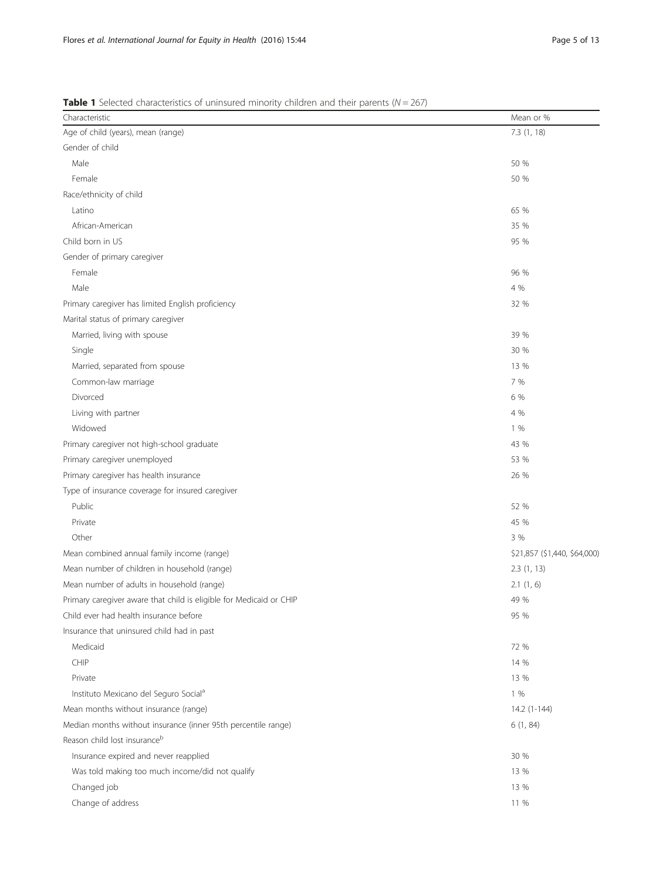**Table 1** Selected characteristics of uninsured minority children and their parents (*N* = 267)

| Characteristic | Mean or % |
|---|---|
| Age of child (years), mean (range) | 7.3 (1, 18) |
| Gender of child | |
| Male | 50 % |
| Female | 50 % |
| Race/ethnicity of child | |
| Latino | 65 % |
| African-American | 35 % |
| Child born in US | 95 % |
| Gender of primary caregiver | |
| Female | 96 % |
| Male | 4 % |
| Primary caregiver has limited English proficiency | 32 % |
| Marital status of primary caregiver | |
| Married, living with spouse | 39 % |
| Single | 30 % |
| Married, separated from spouse | 13 % |
| Common-law marriage | 7 % |
| Divorced | 6 % |
| Living with partner | 4 % |
| Widowed | 1 % |
| Primary caregiver not high-school graduate | 43 % |
| Primary caregiver unemployed | 53 % |
| Primary caregiver has health insurance | 26 % |
| Type of insurance coverage for insured caregiver | |
| Public | 52 % |
| Private | 45 % |
| Other | 3 % |
| Mean combined annual family income (range) | $21,857 ($1,440, $64,000) |
| Mean number of children in household (range) | 2.3 (1, 13) |
| Mean number of adults in household (range) | 2.1 (1, 6) |
| Primary caregiver aware that child is eligible for Medicaid or CHIP | 49 % |
| Child ever had health insurance before | 95 % |
| Insurance that uninsured child had in past | |
| Medicaid | 72 % |
| CHIP | 14 % |
| Private | 13 % |
| Instituto Mexicano del Seguro Social[a] | 1 % |
| Mean months without insurance (range) | 14.2 (1-144) |
| Median months without insurance (inner 95th percentile range) | 6 (1, 84) |
| Reason child lost insurance[b] | |
| Insurance expired and never reapplied | 30 % |
| Was told making too much income/did not qualify | 13 % |
| Changed job | 13 % |
| Change of address | 11 % |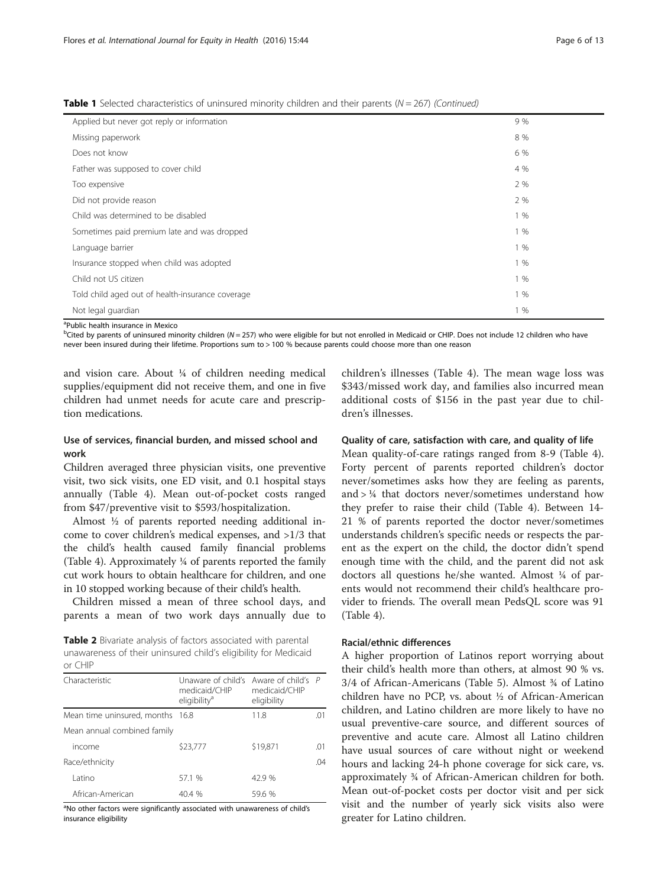**Table 1** Selected characteristics of uninsured minority children and their parents ($N = 267$) *(Continued)*

| | |
|---|---|
| Applied but never got reply or information | 9 % |
| Missing paperwork | 8 % |
| Does not know | 6 % |
| Father was supposed to cover child | 4 % |
| Too expensive | 2 % |
| Did not provide reason | 2 % |
| Child was determined to be disabled | 1 % |
| Sometimes paid premium late and was dropped | 1 % |
| Language barrier | 1 % |
| Insurance stopped when child was adopted | 1 % |
| Child not US citizen | 1 % |
| Told child aged out of health-insurance coverage | 1 % |
| Not legal guardian | 1 % |

[a]Public health insurance in Mexico
[b]Cited by parents of uninsured minority children ($N = 257$) who were eligible for but not enrolled in Medicaid or CHIP. Does not include 12 children who have never been insured during their lifetime. Proportions sum to > 100 % because parents could choose more than one reason

and vision care. About ¼ of children needing medical supplies/equipment did not receive them, and one in five children had unmet needs for acute care and prescription medications.

### Use of services, financial burden, and missed school and work

Children averaged three physician visits, one preventive visit, two sick visits, one ED visit, and 0.1 hospital stays annually (Table 4). Mean out-of-pocket costs ranged from $47/preventive visit to $593/hospitalization.

Almost ½ of parents reported needing additional income to cover children's medical expenses, and >1/3 that the child's health caused family financial problems (Table 4). Approximately ¼ of parents reported the family cut work hours to obtain healthcare for children, and one in 10 stopped working because of their child's health.

Children missed a mean of three school days, and parents a mean of two work days annually due to children's illnesses (Table 4). The mean wage loss was $343/missed work day, and families also incurred mean additional costs of $156 in the past year due to children's illnesses.

**Table 2** Bivariate analysis of factors associated with parental unawareness of their uninsured child's eligibility for Medicaid or CHIP

| Characteristic | Unaware of child's medicaid/CHIP eligibility[a] | Aware of child's medicaid/CHIP eligibility | P |
|---|---|---|---|
| Mean time uninsured, months | 16.8 | 11.8 | .01 |
| Mean annual combined family | | | |
| income | $23,777 | $19,871 | .01 |
| Race/ethnicity | | | .04 |
| Latino | 57.1 % | 42.9 % | |
| African-American | 40.4 % | 59.6 % | |

[a]No other factors were significantly associated with unawareness of child's insurance eligibility

### Quality of care, satisfaction with care, and quality of life

Mean quality-of-care ratings ranged from 8-9 (Table 4). Forty percent of parents reported children's doctor never/sometimes asks how they are feeling as parents, and > ¼ that doctors never/sometimes understand how they prefer to raise their child (Table 4). Between 14-21 % of parents reported the doctor never/sometimes understands children's specific needs or respects the parent as the expert on the child, the doctor didn't spend enough time with the child, and the parent did not ask doctors all questions he/she wanted. Almost ¼ of parents would not recommend their child's healthcare provider to friends. The overall mean PedsQL score was 91 (Table 4).

### Racial/ethnic differences

A higher proportion of Latinos report worrying about their child's health more than others, at almost 90 % vs. 3/4 of African-Americans (Table 5). Almost ¾ of Latino children have no PCP, vs. about ½ of African-American children, and Latino children are more likely to have no usual preventive-care source, and different sources of preventive and acute care. Almost all Latino children have usual sources of care without night or weekend hours and lacking 24-h phone coverage for sick care, vs. approximately ¾ of African-American children for both. Mean out-of-pocket costs per doctor visit and per sick visit and the number of yearly sick visits also were greater for Latino children.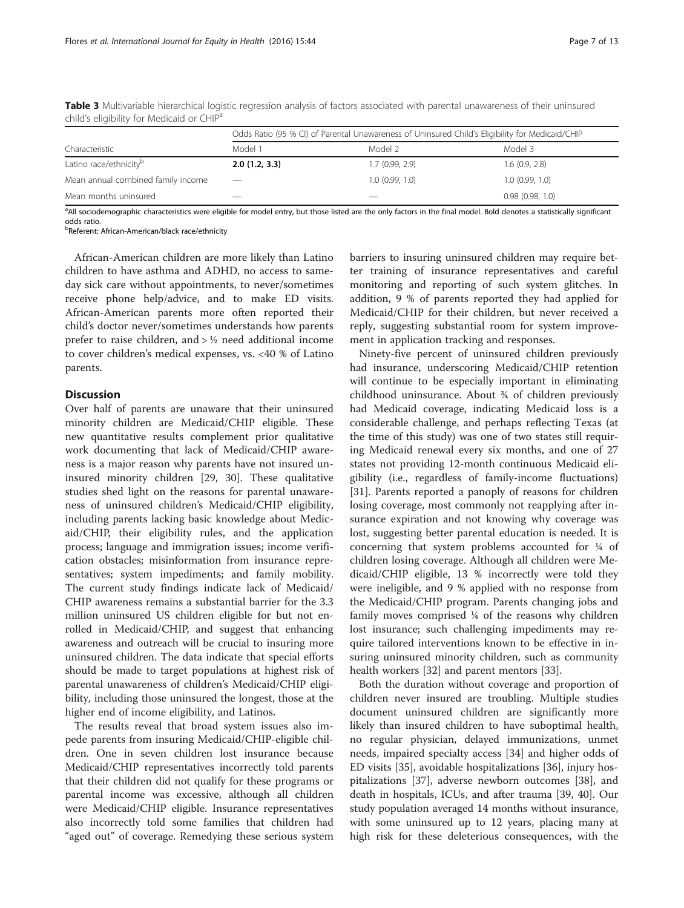**Table 3** Multivariable hierarchical logistic regression analysis of factors associated with parental unawareness of their uninsured child's eligibility for Medicaid or CHIP[a]

| Characteristic | Odds Ratio (95 % CI) of Parental Unawareness of Uninsured Child's Eligibility for Medicaid/CHIP | | |
|---|---|---|---|
| | Model 1 | Model 2 | Model 3 |
| Latino race/ethnicity[b] | **2.0 (1.2, 3.3)** | 1.7 (0.99, 2.9) | 1.6 (0.9, 2.8) |
| Mean annual combined family income | — | 1.0 (0.99, 1.0) | 1.0 (0.99, 1.0) |
| Mean months uninsured | — | — | 0.98 (0.98, 1.0) |

[a]All sociodemographic characteristics were eligible for model entry, but those listed are the only factors in the final model. Bold denotes a statistically significant odds ratio.

[b]Referent: African-American/black race/ethnicity

African-American children are more likely than Latino children to have asthma and ADHD, no access to same-day sick care without appointments, to never/sometimes receive phone help/advice, and to make ED visits. African-American parents more often reported their child's doctor never/sometimes understands how parents prefer to raise children, and > ½ need additional income to cover children's medical expenses, vs. <40 % of Latino parents.

## Discussion

Over half of parents are unaware that their uninsured minority children are Medicaid/CHIP eligible. These new quantitative results complement prior qualitative work documenting that lack of Medicaid/CHIP awareness is a major reason why parents have not insured uninsured minority children [29, 30]. These qualitative studies shed light on the reasons for parental unawareness of uninsured children's Medicaid/CHIP eligibility, including parents lacking basic knowledge about Medicaid/CHIP, their eligibility rules, and the application process; language and immigration issues; income verification obstacles; misinformation from insurance representatives; system impediments; and family mobility. The current study findings indicate lack of Medicaid/CHIP awareness remains a substantial barrier for the 3.3 million uninsured US children eligible for but not enrolled in Medicaid/CHIP, and suggest that enhancing awareness and outreach will be crucial to insuring more uninsured children. The data indicate that special efforts should be made to target populations at highest risk of parental unawareness of children's Medicaid/CHIP eligibility, including those uninsured the longest, those at the higher end of income eligibility, and Latinos.

The results reveal that broad system issues also impede parents from insuring Medicaid/CHIP-eligible children. One in seven children lost insurance because Medicaid/CHIP representatives incorrectly told parents that their children did not qualify for these programs or parental income was excessive, although all children were Medicaid/CHIP eligible. Insurance representatives also incorrectly told some families that children had "aged out" of coverage. Remedying these serious system barriers to insuring uninsured children may require better training of insurance representatives and careful monitoring and reporting of such system glitches. In addition, 9 % of parents reported they had applied for Medicaid/CHIP for their children, but never received a reply, suggesting substantial room for system improvement in application tracking and responses.

Ninety-five percent of uninsured children previously had insurance, underscoring Medicaid/CHIP retention will continue to be especially important in eliminating childhood uninsurance. About ¾ of children previously had Medicaid coverage, indicating Medicaid loss is a considerable challenge, and perhaps reflecting Texas (at the time of this study) was one of two states still requiring Medicaid renewal every six months, and one of 27 states not providing 12-month continuous Medicaid eligibility (i.e., regardless of family-income fluctuations) [31]. Parents reported a panoply of reasons for children losing coverage, most commonly not reapplying after insurance expiration and not knowing why coverage was lost, suggesting better parental education is needed. It is concerning that system problems accounted for ¼ of children losing coverage. Although all children were Medicaid/CHIP eligible, 13 % incorrectly were told they were ineligible, and 9 % applied with no response from the Medicaid/CHIP program. Parents changing jobs and family moves comprised ¼ of the reasons why children lost insurance; such challenging impediments may require tailored interventions known to be effective in insuring uninsured minority children, such as community health workers [32] and parent mentors [33].

Both the duration without coverage and proportion of children never insured are troubling. Multiple studies document uninsured children are significantly more likely than insured children to have suboptimal health, no regular physician, delayed immunizations, unmet needs, impaired specialty access [34] and higher odds of ED visits [35], avoidable hospitalizations [36], injury hospitalizations [37], adverse newborn outcomes [38], and death in hospitals, ICUs, and after trauma [39, 40]. Our study population averaged 14 months without insurance, with some uninsured up to 12 years, placing many at high risk for these deleterious consequences, with the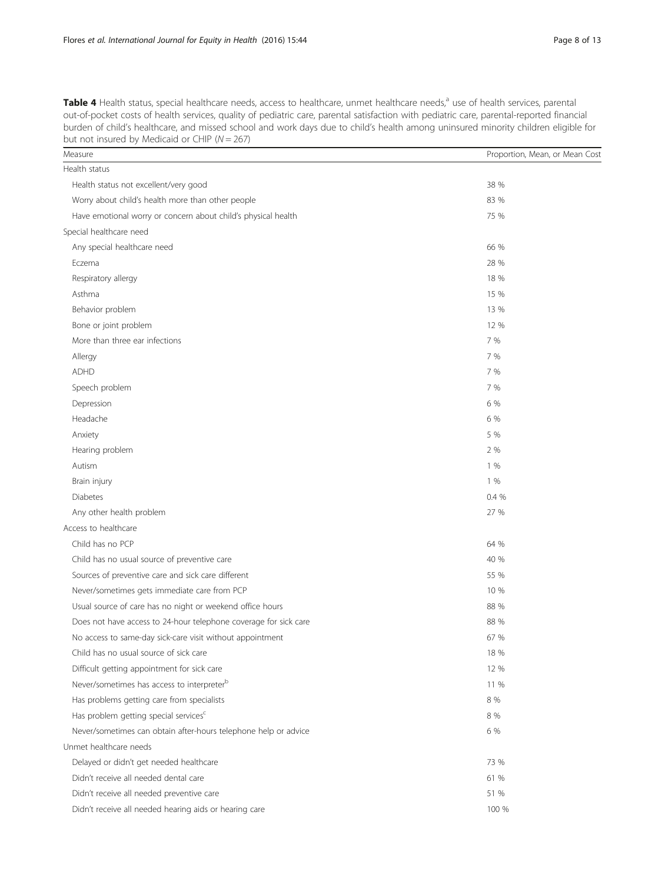**Table 4** Health status, special healthcare needs, access to healthcare, unmet healthcare needs,[a] use of health services, parental out-of-pocket costs of health services, quality of pediatric care, parental satisfaction with pediatric care, parental-reported financial burden of child's healthcare, and missed school and work days due to child's health among uninsured minority children eligible for but not insured by Medicaid or CHIP (*N* = 267)

| Measure | Proportion, Mean, or Mean Cost |
|---|---|
| Health status | |
| Health status not excellent/very good | 38 % |
| Worry about child's health more than other people | 83 % |
| Have emotional worry or concern about child's physical health | 75 % |
| Special healthcare need | |
| Any special healthcare need | 66 % |
| Eczema | 28 % |
| Respiratory allergy | 18 % |
| Asthma | 15 % |
| Behavior problem | 13 % |
| Bone or joint problem | 12 % |
| More than three ear infections | 7 % |
| Allergy | 7 % |
| ADHD | 7 % |
| Speech problem | 7 % |
| Depression | 6 % |
| Headache | 6 % |
| Anxiety | 5 % |
| Hearing problem | 2 % |
| Autism | 1 % |
| Brain injury | 1 % |
| Diabetes | 0.4 % |
| Any other health problem | 27 % |
| Access to healthcare | |
| Child has no PCP | 64 % |
| Child has no usual source of preventive care | 40 % |
| Sources of preventive care and sick care different | 55 % |
| Never/sometimes gets immediate care from PCP | 10 % |
| Usual source of care has no night or weekend office hours | 88 % |
| Does not have access to 24-hour telephone coverage for sick care | 88 % |
| No access to same-day sick-care visit without appointment | 67 % |
| Child has no usual source of sick care | 18 % |
| Difficult getting appointment for sick care | 12 % |
| Never/sometimes has access to interpreter[b] | 11 % |
| Has problems getting care from specialists | 8 % |
| Has problem getting special services[c] | 8 % |
| Never/sometimes can obtain after-hours telephone help or advice | 6 % |
| Unmet healthcare needs | |
| Delayed or didn't get needed healthcare | 73 % |
| Didn't receive all needed dental care | 61 % |
| Didn't receive all needed preventive care | 51 % |
| Didn't receive all needed hearing aids or hearing care | 100 % |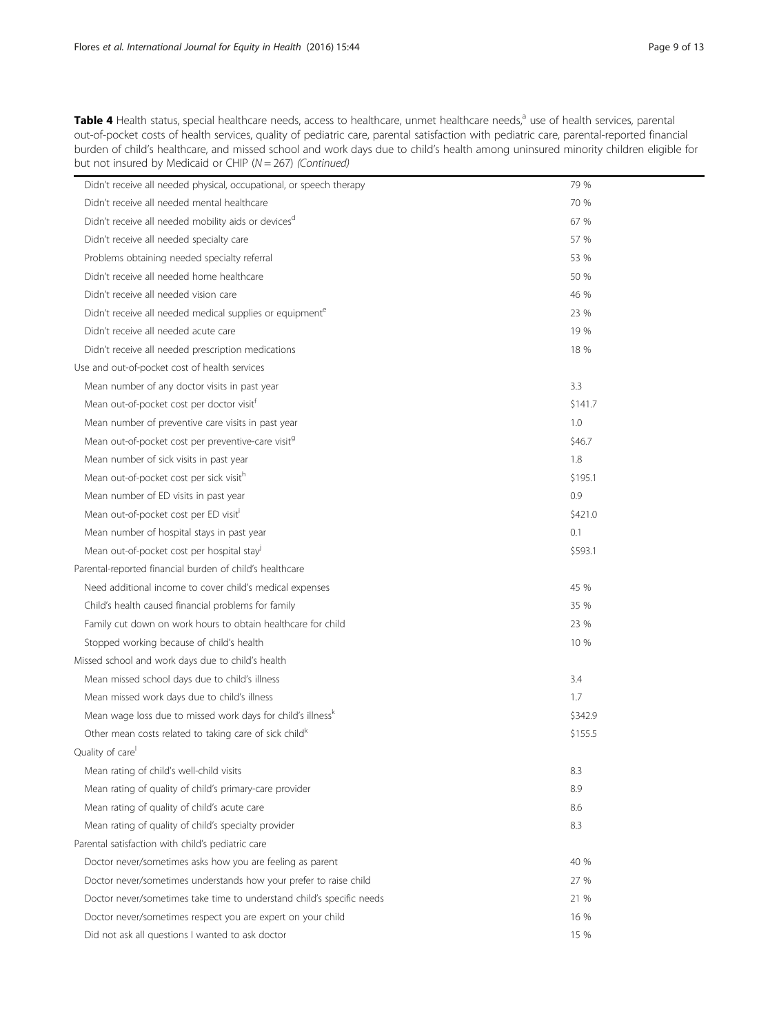**Table 4** Health status, special healthcare needs, access to healthcare, unmet healthcare needs,[a] use of health services, parental out-of-pocket costs of health services, quality of pediatric care, parental satisfaction with pediatric care, parental-reported financial burden of child's healthcare, and missed school and work days due to child's health among uninsured minority children eligible for but not insured by Medicaid or CHIP ($N = 267$) *(Continued)*

| | |
|---|---|
| Didn't receive all needed physical, occupational, or speech therapy | 79 % |
| Didn't receive all needed mental healthcare | 70 % |
| Didn't receive all needed mobility aids or devices[d] | 67 % |
| Didn't receive all needed specialty care | 57 % |
| Problems obtaining needed specialty referral | 53 % |
| Didn't receive all needed home healthcare | 50 % |
| Didn't receive all needed vision care | 46 % |
| Didn't receive all needed medical supplies or equipment[e] | 23 % |
| Didn't receive all needed acute care | 19 % |
| Didn't receive all needed prescription medications | 18 % |
| Use and out-of-pocket cost of health services | |
| Mean number of any doctor visits in past year | 3.3 |
| Mean out-of-pocket cost per doctor visit[f] | \$141.7 |
| Mean number of preventive care visits in past year | 1.0 |
| Mean out-of-pocket cost per preventive-care visit[g] | \$46.7 |
| Mean number of sick visits in past year | 1.8 |
| Mean out-of-pocket cost per sick visit[h] | \$195.1 |
| Mean number of ED visits in past year | 0.9 |
| Mean out-of-pocket cost per ED visit[i] | \$421.0 |
| Mean number of hospital stays in past year | 0.1 |
| Mean out-of-pocket cost per hospital stay[j] | \$593.1 |
| Parental-reported financial burden of child's healthcare | |
| Need additional income to cover child's medical expenses | 45 % |
| Child's health caused financial problems for family | 35 % |
| Family cut down on work hours to obtain healthcare for child | 23 % |
| Stopped working because of child's health | 10 % |
| Missed school and work days due to child's health | |
| Mean missed school days due to child's illness | 3.4 |
| Mean missed work days due to child's illness | 1.7 |
| Mean wage loss due to missed work days for child's illness[k] | \$342.9 |
| Other mean costs related to taking care of sick child[k] | \$155.5 |
| Quality of care[l] | |
| Mean rating of child's well-child visits | 8.3 |
| Mean rating of quality of child's primary-care provider | 8.9 |
| Mean rating of quality of child's acute care | 8.6 |
| Mean rating of quality of child's specialty provider | 8.3 |
| Parental satisfaction with child's pediatric care | |
| Doctor never/sometimes asks how you are feeling as parent | 40 % |
| Doctor never/sometimes understands how your prefer to raise child | 27 % |
| Doctor never/sometimes take time to understand child's specific needs | 21 % |
| Doctor never/sometimes respect you are expert on your child | 16 % |
| Did not ask all questions I wanted to ask doctor | 15 % |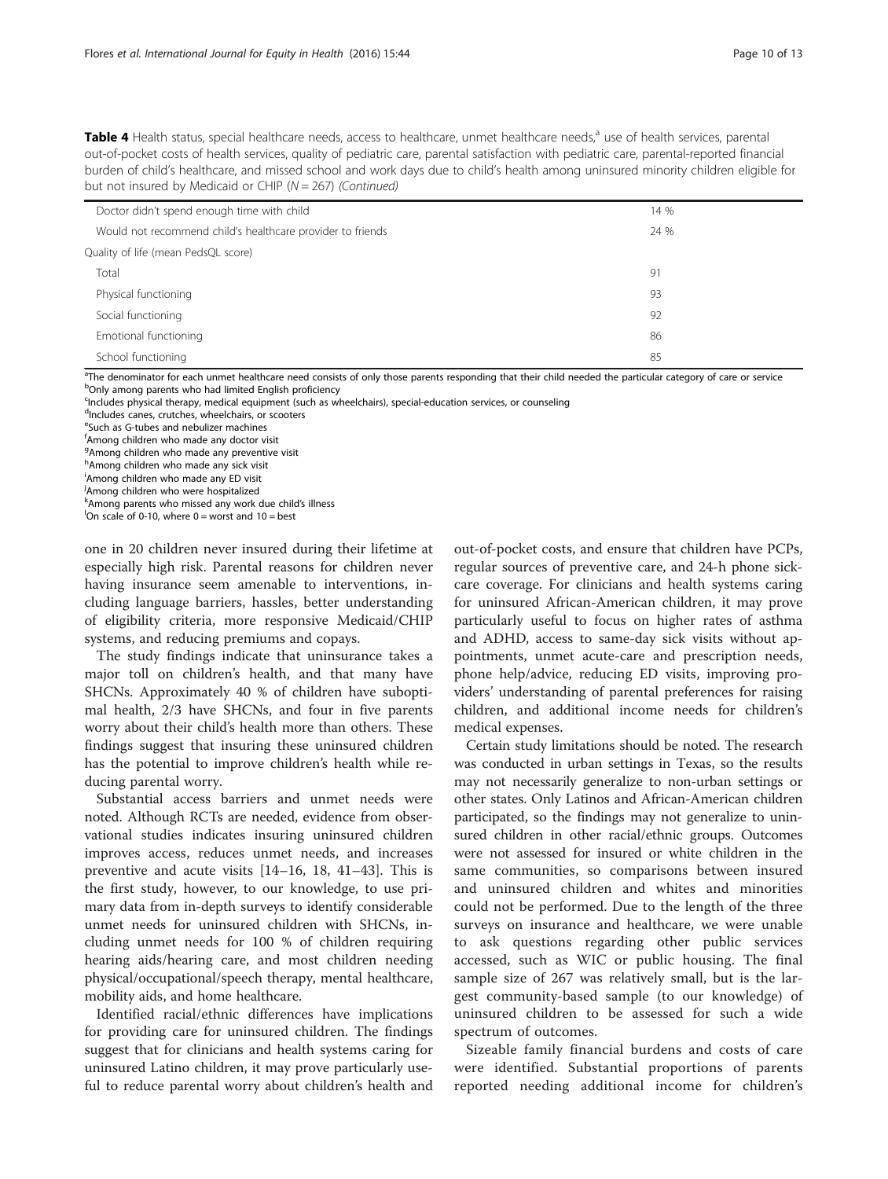**Table 4** Health status, special healthcare needs, access to healthcare, unmet healthcare needs,[a] use of health services, parental out-of-pocket costs of health services, quality of pediatric care, parental satisfaction with pediatric care, parental-reported financial burden of child's healthcare, and missed school and work days due to child's health among uninsured minority children eligible for but not insured by Medicaid or CHIP ($N = 267$) *(Continued)*

| | |
|---|---|
| Doctor didn't spend enough time with child | 14 % |
| Would not recommend child's healthcare provider to friends | 24 % |
| Quality of life (mean PedsQL score) | |
| Total | 91 |
| Physical functioning | 93 |
| Social functioning | 92 |
| Emotional functioning | 86 |
| School functioning | 85 |

[a]The denominator for each unmet healthcare need consists of only those parents responding that their child needed the particular category of care or service
[b]Only among parents who had limited English proficiency
[c]Includes physical therapy, medical equipment (such as wheelchairs), special-education services, or counseling
[d]Includes canes, crutches, wheelchairs, or scooters
[e]Such as G-tubes and nebulizer machines
[f]Among children who made any doctor visit
[g]Among children who made any preventive visit
[h]Among children who made any sick visit
[i]Among children who made any ED visit
[j]Among children who were hospitalized
[k]Among parents who missed any work due child's illness
[l]On scale of 0-10, where 0 = worst and 10 = best

one in 20 children never insured during their lifetime at especially high risk. Parental reasons for children never having insurance seem amenable to interventions, including language barriers, hassles, better understanding of eligibility criteria, more responsive Medicaid/CHIP systems, and reducing premiums and copays.

The study findings indicate that uninsurance takes a major toll on children's health, and that many have SHCNs. Approximately 40 % of children have suboptimal health, 2/3 have SHCNs, and four in five parents worry about their child's health more than others. These findings suggest that insuring these uninsured children has the potential to improve children's health while reducing parental worry.

Substantial access barriers and unmet needs were noted. Although RCTs are needed, evidence from observational studies indicates insuring uninsured children improves access, reduces unmet needs, and increases preventive and acute visits [14–16, 18, 41–43]. This is the first study, however, to our knowledge, to use primary data from in-depth surveys to identify considerable unmet needs for uninsured children with SHCNs, including unmet needs for 100 % of children requiring hearing aids/hearing care, and most children needing physical/occupational/speech therapy, mental healthcare, mobility aids, and home healthcare.

Identified racial/ethnic differences have implications for providing care for uninsured children. The findings suggest that for clinicians and health systems caring for uninsured Latino children, it may prove particularly useful to reduce parental worry about children's health and out-of-pocket costs, and ensure that children have PCPs, regular sources of preventive care, and 24-h phone sick-care coverage. For clinicians and health systems caring for uninsured African-American children, it may prove particularly useful to focus on higher rates of asthma and ADHD, access to same-day sick visits without appointments, unmet acute-care and prescription needs, phone help/advice, reducing ED visits, improving providers' understanding of parental preferences for raising children, and additional income needs for children's medical expenses.

Certain study limitations should be noted. The research was conducted in urban settings in Texas, so the results may not necessarily generalize to non-urban settings or other states. Only Latinos and African-American children participated, so the findings may not generalize to uninsured children in other racial/ethnic groups. Outcomes were not assessed for insured or white children in the same communities, so comparisons between insured and uninsured children and whites and minorities could not be performed. Due to the length of the three surveys on insurance and healthcare, we were unable to ask questions regarding other public services accessed, such as WIC or public housing. The final sample size of 267 was relatively small, but is the largest community-based sample (to our knowledge) of uninsured children to be assessed for such a wide spectrum of outcomes.

Sizeable family financial burdens and costs of care were identified. Substantial proportions of parents reported needing additional income for children's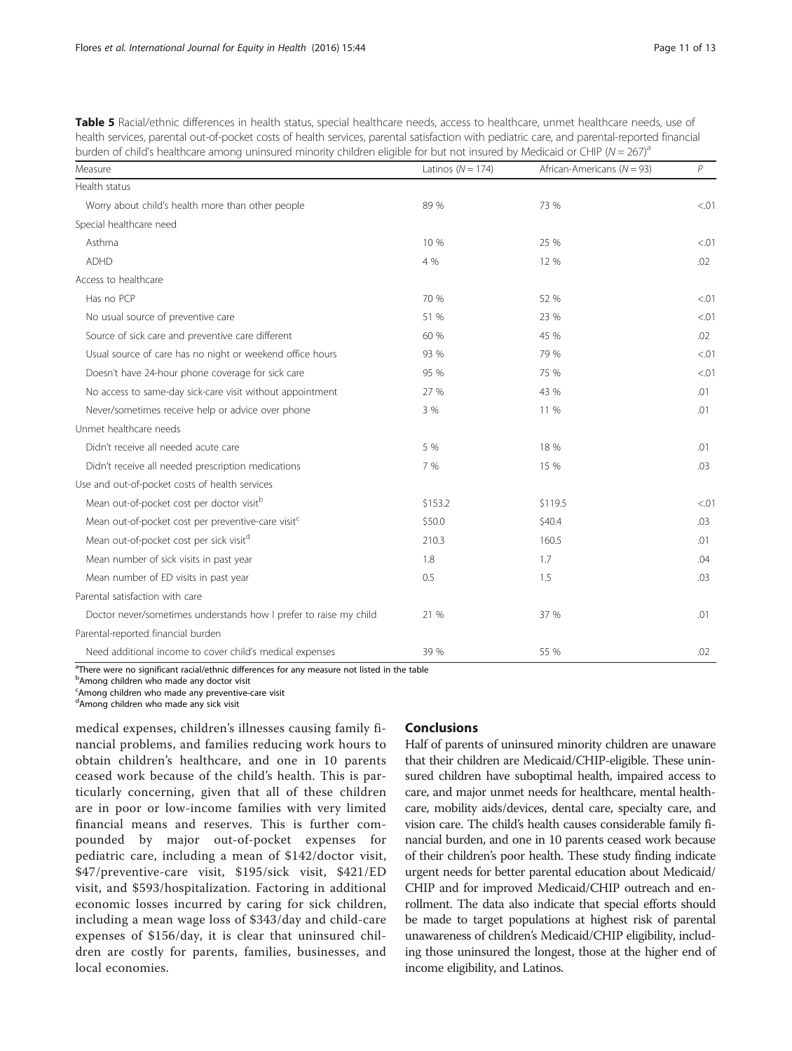**Table 5** Racial/ethnic differences in health status, special healthcare needs, access to healthcare, unmet healthcare needs, use of health services, parental out-of-pocket costs of health services, parental satisfaction with pediatric care, and parental-reported financial burden of child's healthcare among uninsured minority children eligible for but not insured by Medicaid or CHIP ($N = 267$)[a]

| Measure | Latinos ($N = 174$) | African-Americans ($N = 93$) | $P$ |
|---|---|---|---|
| Health status | | | |
| Worry about child's health more than other people | 89 % | 73 % | <.01 |
| Special healthcare need | | | |
| Asthma | 10 % | 25 % | <.01 |
| ADHD | 4 % | 12 % | .02 |
| Access to healthcare | | | |
| Has no PCP | 70 % | 52 % | <.01 |
| No usual source of preventive care | 51 % | 23 % | <.01 |
| Source of sick care and preventive care different | 60 % | 45 % | .02 |
| Usual source of care has no night or weekend office hours | 93 % | 79 % | <.01 |
| Doesn't have 24-hour phone coverage for sick care | 95 % | 75 % | <.01 |
| No access to same-day sick-care visit without appointment | 27 % | 43 % | .01 |
| Never/sometimes receive help or advice over phone | 3 % | 11 % | .01 |
| Unmet healthcare needs | | | |
| Didn't receive all needed acute care | 5 % | 18 % | .01 |
| Didn't receive all needed prescription medications | 7 % | 15 % | .03 |
| Use and out-of-pocket costs of health services | | | |
| Mean out-of-pocket cost per doctor visit[b] | \$153.2 | \$119.5 | <.01 |
| Mean out-of-pocket cost per preventive-care visit[c] | \$50.0 | \$40.4 | .03 |
| Mean out-of-pocket cost per sick visit[d] | 210.3 | 160.5 | .01 |
| Mean number of sick visits in past year | 1.8 | 1.7 | .04 |
| Mean number of ED visits in past year | 0.5 | 1.5 | .03 |
| Parental satisfaction with care | | | |
| Doctor never/sometimes understands how I prefer to raise my child | 21 % | 37 % | .01 |
| Parental-reported financial burden | | | |
| Need additional income to cover child's medical expenses | 39 % | 55 % | .02 |

[a]There were no significant racial/ethnic differences for any measure not listed in the table
[b]Among children who made any doctor visit
[c]Among children who made any preventive-care visit
[d]Among children who made any sick visit

medical expenses, children's illnesses causing family financial problems, and families reducing work hours to obtain children's healthcare, and one in 10 parents ceased work because of the child's health. This is particularly concerning, given that all of these children are in poor or low-income families with very limited financial means and reserves. This is further compounded by major out-of-pocket expenses for pediatric care, including a mean of \$142/doctor visit, \$47/preventive-care visit, \$195/sick visit, \$421/ED visit, and \$593/hospitalization. Factoring in additional economic losses incurred by caring for sick children, including a mean wage loss of \$343/day and child-care expenses of \$156/day, it is clear that uninsured children are costly for parents, families, businesses, and local economies.

## Conclusions

Half of parents of uninsured minority children are unaware that their children are Medicaid/CHIP-eligible. These uninsured children have suboptimal health, impaired access to care, and major unmet needs for healthcare, mental healthcare, mobility aids/devices, dental care, specialty care, and vision care. The child's health causes considerable family financial burden, and one in 10 parents ceased work because of their children's poor health. These study finding indicate urgent needs for better parental education about Medicaid/CHIP and for improved Medicaid/CHIP outreach and enrollment. The data also indicate that special efforts should be made to target populations at highest risk of parental unawareness of children's Medicaid/CHIP eligibility, including those uninsured the longest, those at the higher end of income eligibility, and Latinos.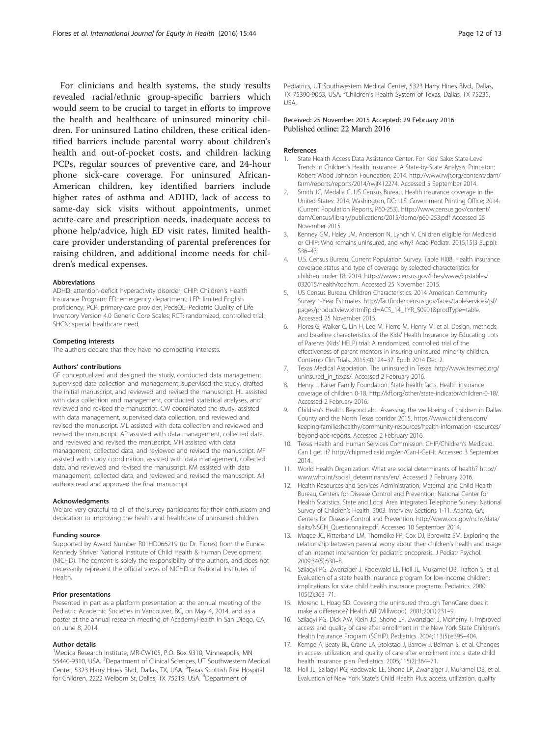For clinicians and health systems, the study results revealed racial/ethnic group-specific barriers which would seem to be crucial to target in efforts to improve the health and healthcare of uninsured minority children. For uninsured Latino children, these critical identified barriers include parental worry about children's health and out-of-pocket costs, and children lacking PCPs, regular sources of preventive care, and 24-hour phone sick-care coverage. For uninsured African-American children, key identified barriers include higher rates of asthma and ADHD, lack of access to same-day sick visits without appointments, unmet acute-care and prescription needs, inadequate access to phone help/advice, high ED visit rates, limited healthcare provider understanding of parental preferences for raising children, and additional income needs for children's medical expenses.

#### Abbreviations

ADHD: attention-deficit hyperactivity disorder; CHIP: Children's Health Insurance Program; ED: emergency department; LEP: limited English proficiency; PCP: primary-care provider; PedsQL: Pediatric Quality of Life Inventory Version 4.0 Generic Core Scales; RCT: randomized, controlled trial; SHCN: special healthcare need.

#### Competing interests

The authors declare that they have no competing interests.

#### Authors' contributions

GF conceptualized and designed the study, conducted data management, supervised data collection and management, supervised the study, drafted the initial manuscript, and reviewed and revised the manuscript. HL assisted with data collection and management, conducted statistical analyses, and reviewed and revised the manuscript. CW coordinated the study, assisted with data management, supervised data collection, and reviewed and revised the manuscript. ML assisted with data collection and reviewed and revised the manuscript. AP assisted with data management, collected data, and reviewed and revised the manuscript. MH assisted with data management, collected data, and reviewed and revised the manuscript. MF assisted with study coordination, assisted with data management, collected data, and reviewed and revised the manuscript. KM assisted with data management, collected data, and reviewed and revised the manuscript. All authors read and approved the final manuscript.

#### Acknowledgments

We are very grateful to all of the survey participants for their enthusiasm and dedication to improving the health and healthcare of uninsured children.

#### Funding source

Supported by Award Number R01HD066219 (to Dr. Flores) from the Eunice Kennedy Shriver National Institute of Child Health & Human Development (NICHD). The content is solely the responsibility of the authors, and does not necessarily represent the official views of NICHD or National Institutes of Health.

#### Prior presentations

Presented in part as a platform presentation at the annual meeting of the Pediatric Academic Societies in Vancouver, BC, on May 4, 2014, and as a poster at the annual research meeting of AcademyHealth in San Diego, CA, on June 8, 2014.

#### Author details

[1]Medica Research Institute, MR-CW105, P.O. Box 9310, Minneapolis, MN 55440-9310, USA. [2]Department of Clinical Sciences, UT Southwestern Medical Center, 5323 Harry Hines Blvd., Dallas, TX, USA. [3]Texas Scottish Rite Hospital for Children, 2222 Welborn St, Dallas, TX 75219, USA. [4]Department of Pediatrics, UT Southwestern Medical Center, 5323 Harry Hines Blvd., Dallas, TX 75390-9063, USA. [5]Children's Health System of Texas, Dallas, TX 75235, USA.

Received: 25 November 2015 Accepted: 29 February 2016
Published online: 22 March 2016

#### References

1. State Health Access Data Assistance Center. For Kids' Sake: State-Level Trends in Children's Health Insurance. A State-by-State Analysis. Princeton: Robert Wood Johnson Foundation; 2014. http://www.rwjf.org/content/dam/farm/reports/reports/2014/rwjf412274. Accessed 5 September 2014.
2. Smith JC, Medalia C, US Census Bureau. Health insurance coverage in the United States: 2014. Washington, DC: U.S. Government Printing Office; 2014. (Current Population Reports, P60-253). https://www.census.gov/content/dam/Census/library/publications/2015/demo/p60-253.pdf Accessed 25 November 2015.
3. Kenney GM, Haley JM, Anderson N, Lynch V. Children eligible for Medicaid or CHIP: Who remains uninsured, and why? Acad Pediatr. 2015;15(3 Suppl):S36–43.
4. U.S. Census Bureau, Current Population Survey. Table HI08. Health insurance coverage status and type of coverage by selected characteristics for children under 18: 2014. https://www.census.gov/hhes/www/cpstables/032015/health/toc.htm. Accessed 25 November 2015.
5. US Census Bureau. Children Characteristics. 2014 American Community Survey 1-Year Estimates. http://factfinder.census.gov/faces/tableservices/jsf/pages/productview.xhtml?pid=ACS_14_1YR_S0901&prodType=table. Accessed 25 November 2015.
6. Flores G, Walker C, Lin H, Lee M, Fierro M, Henry M, et al. Design, methods, and baseline characteristics of the Kids' Health Insurance by Educating Lots of Parents (Kids' HELP) trial: A randomized, controlled trial of the effectiveness of parent mentors in insuring uninsured minority children. Contemp Clin Trials. 2015;40:124–37. Epub 2014 Dec 2.
7. Texas Medical Association. The uninsured in Texas. http://www.texmed.org/uninsured_in_texas/. Accessed 2 February 2016.
8. Henry J. Kaiser Family Foundation. State health facts. Health insurance coverage of children 0-18. http://kff.org/other/state-indicator/children-0-18/. Accessed 2 February 2016.
9. Children's Health. Beyond abc. Assessing the well-being of children in Dallas County and the North Texas corridor 2015. https://www.childrens.com/keeping-familieshealthy/community-resources/health-information-resources/beyond-abc-reports. Accessed 2 February 2016.
10. Texas Health and Human Services Commission. CHIP/Children's Medicaid. Can I get it? http://chipmedicaid.org/en/Can-I-Get-It Accessed 3 September 2014.
11. World Health Organization. What are social determinants of health? http://www.who.int/social_determinants/en/. Accessed 2 February 2016.
12. Health Resources and Services Administration, Maternal and Child Health Bureau, Centers for Disease Control and Prevention, National Center for Health Statistics, State and Local Area Integrated Telephone Survey. National Survey of Children's Health, 2003. Interview Sections 1-11. Atlanta, GA; Centers for Disease Control and Prevention. http://www.cdc.gov/nchs/data/slaits/NSCH_Questionnaire.pdf. Accessed 10 September 2014.
13. Magee JC, Ritterband LM, Thorndike FP, Cox DJ, Borowitz SM. Exploring the relationship between parental worry about their children's health and usage of an internet intervention for pediatric encopresis. J Pediatr Psychol. 2009;34(5):530–8.
14. Szilagyi PG, Zwanziger J, Rodewald LE, Holl JL, Mukamel DB, Trafton S, et al. Evaluation of a state health insurance program for low-income children: implications for state child health insurance programs. Pediatrics. 2000;105(2):363–71.
15. Moreno L, Hoag SD. Covering the uninsured through TennCare: does it make a difference? Health Aff (Millwood). 2001;20(1):231–9.
16. Szilagyi PG, Dick AW, Klein JD, Shone LP, Zwanziger J, McInerny T. Improved access and quality of care after enrollment in the New York State Children's Health Insurance Program (SCHIP). Pediatrics. 2004;113(5):e395–404.
17. Kempe A, Beaty BL, Crane LA, Stokstad J, Barrow J, Belman S, et al. Changes in access, utilization, and quality of care after enrollment into a state child health insurance plan. Pediatrics. 2005;115(2):364–71.
18. Holl JL, Szilagyi PG, Rodewald LE, Shone LP, Zwanziger J, Mukamel DB, et al. Evaluation of New York State's Child Health Plus: access, utilization, quality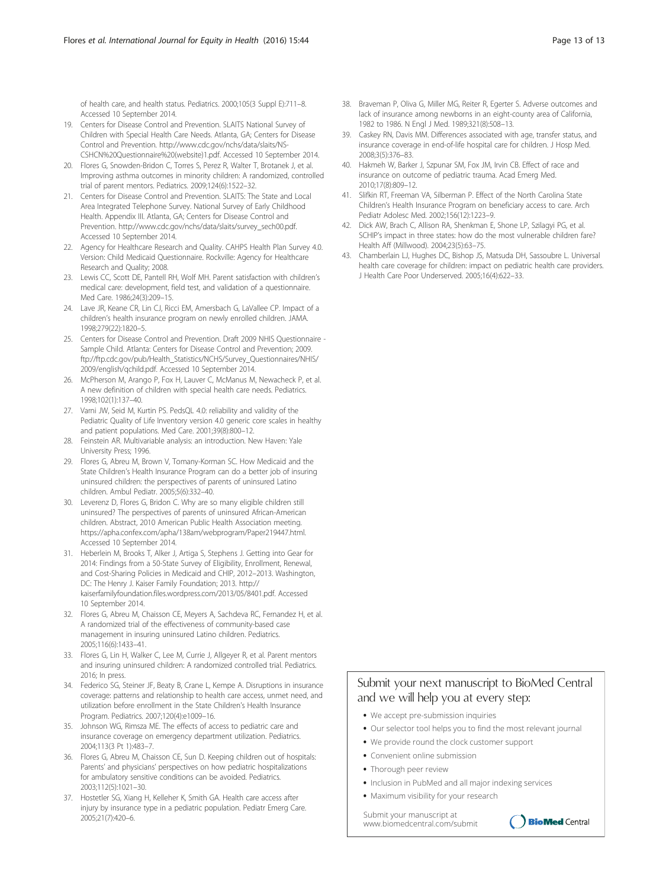of health care, and health status. Pediatrics. 2000;105(3 Suppl E):711–8. Accessed 10 September 2014.

19. Centers for Disease Control and Prevention. SLAITS National Survey of Children with Special Health Care Needs. Atlanta, GA; Centers for Disease Control and Prevention. http://www.cdc.gov/nchs/data/slaits/NS-CSHCN%20Questionnaire%20(website)1.pdf. Accessed 10 September 2014.
20. Flores G, Snowden-Bridon C, Torres S, Perez R, Walter T, Brotanek J, et al. Improving asthma outcomes in minority children: A randomized, controlled trial of parent mentors. Pediatrics. 2009;124(6):1522–32.
21. Centers for Disease Control and Prevention. SLAITS: The State and Local Area Integrated Telephone Survey. National Survey of Early Childhood Health. Appendix III. Atlanta, GA; Centers for Disease Control and Prevention. http://www.cdc.gov/nchs/data/slaits/survey_sech00.pdf. Accessed 10 September 2014.
22. Agency for Healthcare Research and Quality. CAHPS Health Plan Survey 4.0. Version: Child Medicaid Questionnaire. Rockville: Agency for Healthcare Research and Quality; 2008.
23. Lewis CC, Scott DE, Pantell RH, Wolf MH. Parent satisfaction with children's medical care: development, field test, and validation of a questionnaire. Med Care. 1986;24(3):209–15.
24. Lave JR, Keane CR, Lin CJ, Ricci EM, Amersbach G, LaVallee CP. Impact of a children's health insurance program on newly enrolled children. JAMA. 1998;279(22):1820–5.
25. Centers for Disease Control and Prevention. Draft 2009 NHIS Questionnaire - Sample Child. Atlanta: Centers for Disease Control and Prevention; 2009. ftp://ftp.cdc.gov/pub/Health_Statistics/NCHS/Survey_Questionnaires/NHIS/2009/english/qchild.pdf. Accessed 10 September 2014.
26. McPherson M, Arango P, Fox H, Lauver C, McManus M, Newacheck P, et al. A new definition of children with special health care needs. Pediatrics. 1998;102(1):137–40.
27. Varni JW, Seid M, Kurtin PS. PedsQL 4.0: reliability and validity of the Pediatric Quality of Life Inventory version 4.0 generic core scales in healthy and patient populations. Med Care. 2001;39(8):800–12.
28. Feinstein AR. Multivariable analysis: an introduction. New Haven: Yale University Press; 1996.
29. Flores G, Abreu M, Brown V, Tomany-Korman SC. How Medicaid and the State Children's Health Insurance Program can do a better job of insuring uninsured children: the perspectives of parents of uninsured Latino children. Ambul Pediatr. 2005;5(6):332–40.
30. Leverenz D, Flores G, Bridon C. Why are so many eligible children still uninsured? The perspectives of parents of uninsured African-American children. Abstract, 2010 American Public Health Association meeting. https://apha.confex.com/apha/138am/webprogram/Paper219447.html. Accessed 10 September 2014.
31. Heberlein M, Brooks T, Alker J, Artiga S, Stephens J. Getting into Gear for 2014: Findings from a 50-State Survey of Eligibility, Enrollment, Renewal, and Cost-Sharing Policies in Medicaid and CHIP, 2012–2013. Washington, DC: The Henry J. Kaiser Family Foundation; 2013. http://kaiserfamilyfoundation.files.wordpress.com/2013/05/8401.pdf. Accessed 10 September 2014.
32. Flores G, Abreu M, Chaisson CE, Meyers A, Sachdeva RC, Fernandez H, et al. A randomized trial of the effectiveness of community-based case management in insuring uninsured Latino children. Pediatrics. 2005;116(6):1433–41.
33. Flores G, Lin H, Walker C, Lee M, Currie J, Allgeyer R, et al. Parent mentors and insuring uninsured children: A randomized controlled trial. Pediatrics. 2016; In press.
34. Federico SG, Steiner JF, Beaty B, Crane L, Kempe A. Disruptions in insurance coverage: patterns and relationship to health care access, unmet need, and utilization before enrollment in the State Children's Health Insurance Program. Pediatrics. 2007;120(4):e1009–16.
35. Johnson WG, Rimsza ME. The effects of access to pediatric care and insurance coverage on emergency department utilization. Pediatrics. 2004;113(3 Pt 1):483–7.
36. Flores G, Abreu M, Chaisson CE, Sun D. Keeping children out of hospitals: Parents' and physicians' perspectives on how pediatric hospitalizations for ambulatory sensitive conditions can be avoided. Pediatrics. 2003;112(5):1021–30.
37. Hostetler SG, Xiang H, Kelleher K, Smith GA. Health care access after injury by insurance type in a pediatric population. Pediatr Emerg Care. 2005;21(7):420–6.
38. Braveman P, Oliva G, Miller MG, Reiter R, Egerter S. Adverse outcomes and lack of insurance among newborns in an eight-county area of California, 1982 to 1986. N Engl J Med. 1989;321(8):508–13.
39. Caskey RN, Davis MM. Differences associated with age, transfer status, and insurance coverage in end-of-life hospital care for children. J Hosp Med. 2008;3(5):376–83.
40. Hakmeh W, Barker J, Szpunar SM, Fox JM, Irvin CB. Effect of race and insurance on outcome of pediatric trauma. Acad Emerg Med. 2010;17(8):809–12.
41. Slifkin RT, Freeman VA, Silberman P. Effect of the North Carolina State Children's Health Insurance Program on beneficiary access to care. Arch Pediatr Adolesc Med. 2002;156(12):1223–9.
42. Dick AW, Brach C, Allison RA, Shenkman E, Shone LP, Szilagyi PG, et al. SCHIP's impact in three states: how do the most vulnerable children fare? Health Aff (Millwood). 2004;23(5):63–75.
43. Chamberlain LJ, Hughes DC, Bishop JS, Matsuda DH, Sassoubre L. Universal health care coverage for children: impact on pediatric health care providers. J Health Care Poor Underserved. 2005;16(4):622–33.

Submit your next manuscript to BioMed Central and we will help you at every step:

- We accept pre-submission inquiries
- Our selector tool helps you to find the most relevant journal
- We provide round the clock customer support
- Convenient online submission
- Thorough peer review
- Inclusion in PubMed and all major indexing services
- Maximum visibility for your research

Submit your manuscript at
www.biomedcentral.com/submit

BioMed Central